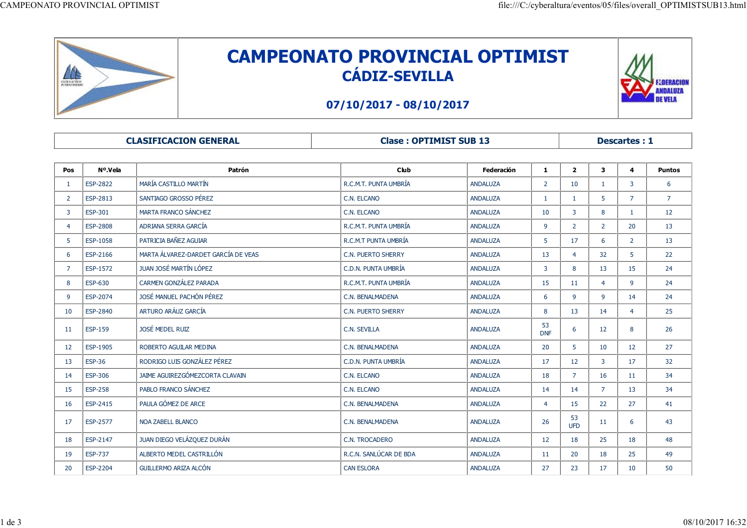# CAMPEONATO PROVINCIAL OPTIMIST

## CÁDIZ-SEVILLA

**07/10/2017 - 08/10/2017**

| CLASIFICACION GENERAL | Clase : OPTIMIST SUB 13 | Descartes : 1 |
|---|---|---|

| Pos | Nº.Vela | Patrón | Club | Federación | 1 | 2 | 3 | 4 | Puntos |
|---|---|---|---|---|---|---|---|---|---|
| 1 | ESP-2822 | MARÍA CASTILLO MARTÍN | R.C.M.T. PUNTA UMBRÍA | ANDALUZA | 2 | 10 | 1 | 3 | 6 |
| 2 | ESP-2813 | SANTIAGO GROSSO PÉREZ | C.N. ELCANO | ANDALUZA | 1 | 1 | 5 | 7 | 7 |
| 3 | ESP-301 | MARTA FRANCO SÁNCHEZ | C.N. ELCANO | ANDALUZA | 10 | 3 | 8 | 1 | 12 |
| 4 | ESP-2808 | ADRIANA SERRA GARCÍA | R.C.M.T. PUNTA UMBRÍA | ANDALUZA | 9 | 2 | 2 | 20 | 13 |
| 5 | ESP-1058 | PATRICIA BAÑEZ AGUIAR | R.C.M.T PUNTA UMBRÍA | ANDALUZA | 5 | 17 | 6 | 2 | 13 |
| 6 | ESP-2166 | MARTA ÁLVAREZ-DARDET GARCÍA DE VEAS | C.N. PUERTO SHERRY | ANDALUZA | 13 | 4 | 32 | 5 | 22 |
| 7 | ESP-1572 | JUAN JOSÉ MARTÍN LÓPEZ | C.D.N. PUNTA UMBRÍA | ANDALUZA | 3 | 8 | 13 | 15 | 24 |
| 8 | ESP-630 | CARMEN GONZÁLEZ PARADA | R.C.M.T. PUNTA UMBRÍA | ANDALUZA | 15 | 11 | 4 | 9 | 24 |
| 9 | ESP-2074 | JOSÉ MANUEL PACHÓN PÉREZ | C.N. BENALMADENA | ANDALUZA | 6 | 9 | 9 | 14 | 24 |
| 10 | ESP-2840 | ARTURO ARÁUZ GARCÍA | C.N. PUERTO SHERRY | ANDALUZA | 8 | 13 | 14 | 4 | 25 |
| 11 | ESP-159 | JOSÉ MEDEL RUIZ | C.N. SEVILLA | ANDALUZA | 53 DNF | 6 | 12 | 8 | 26 |
| 12 | ESP-1905 | ROBERTO AGUILAR MEDINA | C.N. BENALMADENA | ANDALUZA | 20 | 5 | 10 | 12 | 27 |
| 13 | ESP-36 | RODRIGO LUIS GONZÁLEZ PÉREZ | C.D.N. PUNTA UMBRÍA | ANDALUZA | 17 | 12 | 3 | 17 | 32 |
| 14 | ESP-306 | JAIME AGUIREZGÓMEZCORTA CLAVAIN | C.N. ELCANO | ANDALUZA | 18 | 7 | 16 | 11 | 34 |
| 15 | ESP-258 | PABLO FRANCO SÁNCHEZ | C.N. ELCANO | ANDALUZA | 14 | 14 | 7 | 13 | 34 |
| 16 | ESP-2415 | PAULA GÓMEZ DE ARCE | C.N. BENALMADENA | ANDALUZA | 4 | 15 | 22 | 27 | 41 |
| 17 | ESP-2577 | NOA ZABELL BLANCO | C.N. BENALMADENA | ANDALUZA | 26 | 53 UFD | 11 | 6 | 43 |
| 18 | ESP-2147 | JUAN DIEGO VELÁZQUEZ DURÁN | C.N. TROCADERO | ANDALUZA | 12 | 18 | 25 | 18 | 48 |
| 19 | ESP-737 | ALBERTO MEDEL CASTRILLÓN | R.C.N. SANLÚCAR DE BDA | ANDALUZA | 11 | 20 | 18 | 25 | 49 |
| 20 | ESP-2204 | GUILLERMO ARIZA ALCÓN | CAN ESLORA | ANDALUZA | 27 | 23 | 17 | 10 | 50 |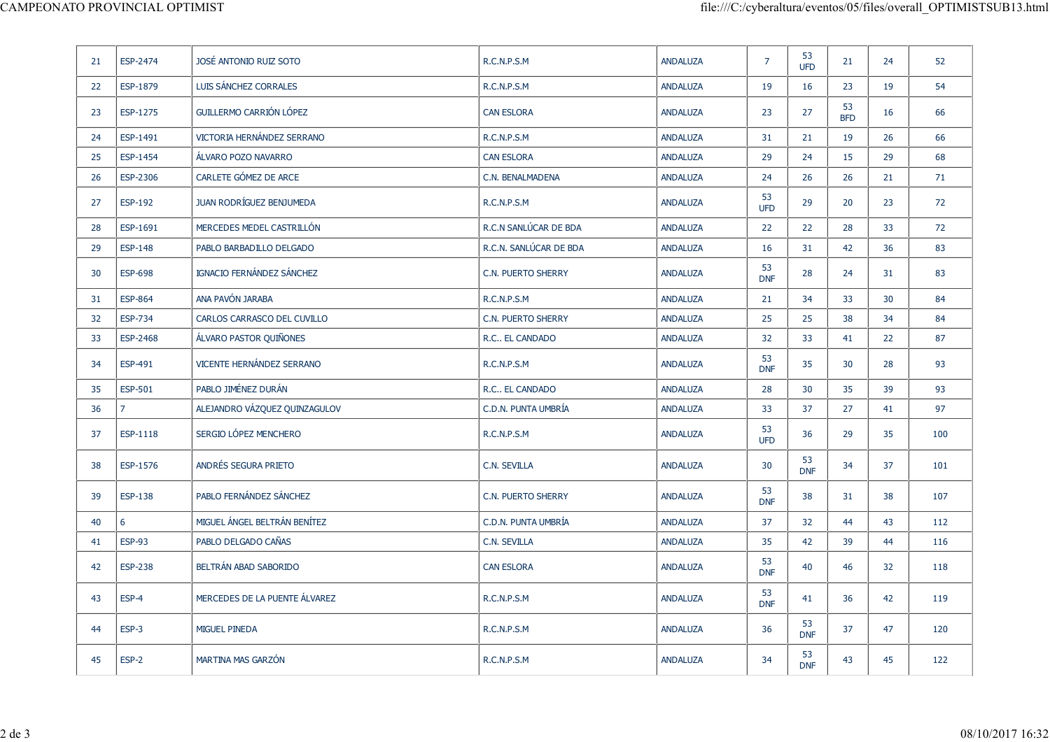| | | | | | | | | | |
|---|---|---|---|---|---|---|---|---|---|
| 21 | ESP-2474 | JOSÉ ANTONIO RUIZ SOTO | R.C.N.P.S.M | ANDALUZA | 7 | 53 UFD | 21 | 24 | 52 |
| 22 | ESP-1879 | LUIS SÁNCHEZ CORRALES | R.C.N.P.S.M | ANDALUZA | 19 | 16 | 23 | 19 | 54 |
| 23 | ESP-1275 | GUILLERMO CARRIÓN LÓPEZ | CAN ESLORA | ANDALUZA | 23 | 27 | 53 BFD | 16 | 66 |
| 24 | ESP-1491 | VICTORIA HERNÁNDEZ SERRANO | R.C.N.P.S.M | ANDALUZA | 31 | 21 | 19 | 26 | 66 |
| 25 | ESP-1454 | ÁLVARO POZO NAVARRO | CAN ESLORA | ANDALUZA | 29 | 24 | 15 | 29 | 68 |
| 26 | ESP-2306 | CARLETE GÓMEZ DE ARCE | C.N. BENALMADENA | ANDALUZA | 24 | 26 | 26 | 21 | 71 |
| 27 | ESP-192 | JUAN RODRÍGUEZ BENJUMEDA | R.C.N.P.S.M | ANDALUZA | 53 UFD | 29 | 20 | 23 | 72 |
| 28 | ESP-1691 | MERCEDES MEDEL CASTRILLÓN | R.C.N SANLÚCAR DE BDA | ANDALUZA | 22 | 22 | 28 | 33 | 72 |
| 29 | ESP-148 | PABLO BARBADILLO DELGADO | R.C.N. SANLÚCAR DE BDA | ANDALUZA | 16 | 31 | 42 | 36 | 83 |
| 30 | ESP-698 | IGNACIO FERNÁNDEZ SÁNCHEZ | C.N. PUERTO SHERRY | ANDALUZA | 53 DNF | 28 | 24 | 31 | 83 |
| 31 | ESP-864 | ANA PAVÓN JARABA | R.C.N.P.S.M | ANDALUZA | 21 | 34 | 33 | 30 | 84 |
| 32 | ESP-734 | CARLOS CARRASCO DEL CUVILLO | C.N. PUERTO SHERRY | ANDALUZA | 25 | 25 | 38 | 34 | 84 |
| 33 | ESP-2468 | ÁLVARO PASTOR QUIÑONES | R.C.. EL CANDADO | ANDALUZA | 32 | 33 | 41 | 22 | 87 |
| 34 | ESP-491 | VICENTE HERNÁNDEZ SERRANO | R.C.N.P.S.M | ANDALUZA | 53 DNF | 35 | 30 | 28 | 93 |
| 35 | ESP-501 | PABLO JIMÉNEZ DURÁN | R.C.. EL CANDADO | ANDALUZA | 28 | 30 | 35 | 39 | 93 |
| 36 | 7 | ALEJANDRO VÁZQUEZ QUINZAGULOV | C.D.N. PUNTA UMBRÍA | ANDALUZA | 33 | 37 | 27 | 41 | 97 |
| 37 | ESP-1118 | SERGIO LÓPEZ MENCHERO | R.C.N.P.S.M | ANDALUZA | 53 UFD | 36 | 29 | 35 | 100 |
| 38 | ESP-1576 | ANDRÉS SEGURA PRIETO | C.N. SEVILLA | ANDALUZA | 30 | 53 DNF | 34 | 37 | 101 |
| 39 | ESP-138 | PABLO FERNÁNDEZ SÁNCHEZ | C.N. PUERTO SHERRY | ANDALUZA | 53 DNF | 38 | 31 | 38 | 107 |
| 40 | 6 | MIGUEL ÁNGEL BELTRÁN BENÍTEZ | C.D.N. PUNTA UMBRÍA | ANDALUZA | 37 | 32 | 44 | 43 | 112 |
| 41 | ESP-93 | PABLO DELGADO CAÑAS | C.N. SEVILLA | ANDALUZA | 35 | 42 | 39 | 44 | 116 |
| 42 | ESP-238 | BELTRÁN ABAD SABORIDO | CAN ESLORA | ANDALUZA | 53 DNF | 40 | 46 | 32 | 118 |
| 43 | ESP-4 | MERCEDES DE LA PUENTE ÁLVAREZ | R.C.N.P.S.M | ANDALUZA | 53 DNF | 41 | 36 | 42 | 119 |
| 44 | ESP-3 | MIGUEL PINEDA | R.C.N.P.S.M | ANDALUZA | 36 | 53 DNF | 37 | 47 | 120 |
| 45 | ESP-2 | MARTINA MAS GARZÓN | R.C.N.P.S.M | ANDALUZA | 34 | 53 DNF | 43 | 45 | 122 |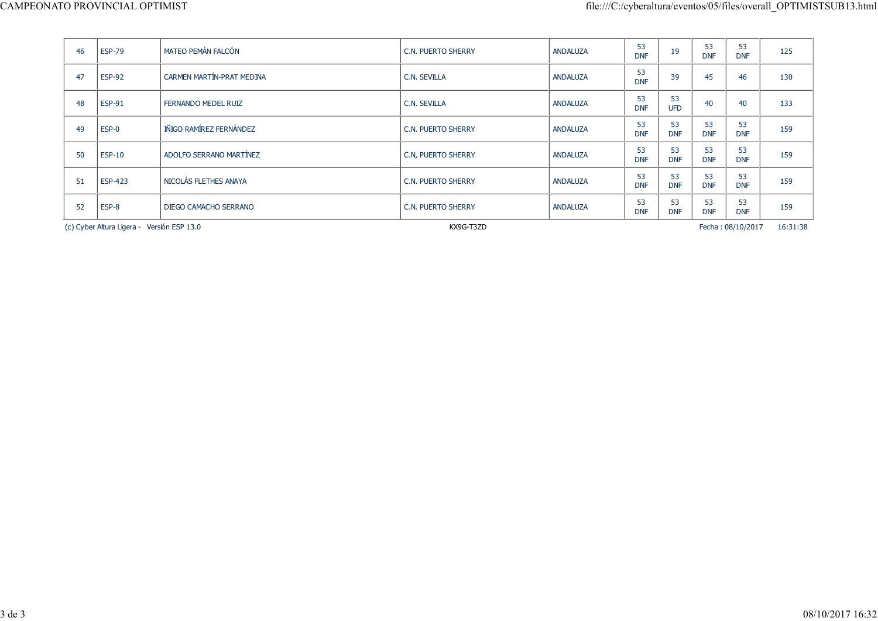| | | | | | | | | | |
|---|---|---|---|---|---|---|---|---|---|
| 46 | ESP-79 | MATEO PEMÁN FALCÓN | C.N. PUERTO SHERRY | ANDALUZA | 53 DNF | 19 | 53 DNF | 53 DNF | 125 |
| 47 | ESP-92 | CARMEN MARTÍN-PRAT MEDINA | C.N. SEVILLA | ANDALUZA | 53 DNF | 39 | 45 | 46 | 130 |
| 48 | ESP-91 | FERNANDO MEDEL RUIZ | C.N. SEVILLA | ANDALUZA | 53 DNF | 53 UFD | 40 | 40 | 133 |
| 49 | ESP-0 | IÑIGO RAMÍREZ FERNÁNDEZ | C.N. PUERTO SHERRY | ANDALUZA | 53 DNF | 53 DNF | 53 DNF | 53 DNF | 159 |
| 50 | ESP-10 | ADOLFO SERRANO MARTÍNEZ | C.N, PUERTO SHERRY | ANDALUZA | 53 DNF | 53 DNF | 53 DNF | 53 DNF | 159 |
| 51 | ESP-423 | NICOLÁS FLETHES ANAYA | C.N. PUERTO SHERRY | ANDALUZA | 53 DNF | 53 DNF | 53 DNF | 53 DNF | 159 |
| 52 | ESP-8 | DIEGO CAMACHO SERRANO | C.N. PUERTO SHERRY | ANDALUZA | 53 DNF | 53 DNF | 53 DNF | 53 DNF | 159 |

(c) Cyber Altura Ligera - Versión ESP 13.0 KX9G-T3ZD Fecha : 08/10/2017 16:31:38